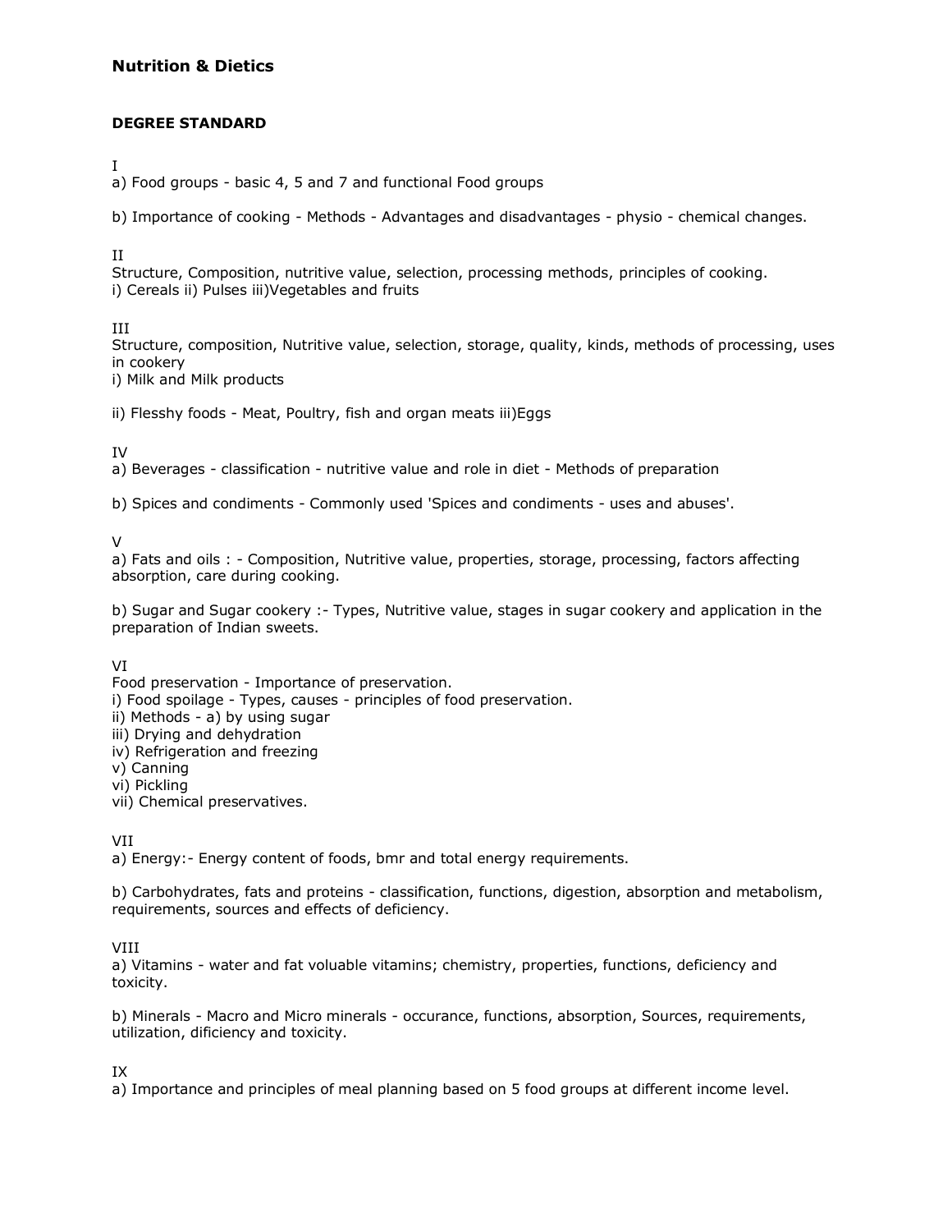# Nutrition & Dietics

## DEGREE STANDARD

I

a) Food groups - basic 4, 5 and 7 and functional Food groups

b) Importance of cooking - Methods - Advantages and disadvantages - physio - chemical changes.

II

Structure, Composition, nutritive value, selection, processing methods, principles of cooking.
i) Cereals ii) Pulses iii)Vegetables and fruits

III

Structure, composition, Nutritive value, selection, storage, quality, kinds, methods of processing, uses in cookery
i) Milk and Milk products

ii) Flesshy foods - Meat, Poultry, fish and organ meats iii)Eggs

IV

a) Beverages - classification - nutritive value and role in diet - Methods of preparation

b) Spices and condiments - Commonly used 'Spices and condiments - uses and abuses'.

V

a) Fats and oils : - Composition, Nutritive value, properties, storage, processing, factors affecting absorption, care during cooking.

b) Sugar and Sugar cookery :- Types, Nutritive value, stages in sugar cookery and application in the preparation of Indian sweets.

VI

Food preservation - Importance of preservation.
i) Food spoilage - Types, causes - principles of food preservation.
ii) Methods - a) by using sugar
iii) Drying and dehydration
iv) Refrigeration and freezing
v) Canning
vi) Pickling
vii) Chemical preservatives.

VII

a) Energy:- Energy content of foods, bmr and total energy requirements.

b) Carbohydrates, fats and proteins - classification, functions, digestion, absorption and metabolism, requirements, sources and effects of deficiency.

VIII

a) Vitamins - water and fat voluable vitamins; chemistry, properties, functions, deficiency and toxicity.

b) Minerals - Macro and Micro minerals - occurance, functions, absorption, Sources, requirements, utilization, dificiency and toxicity.

IX

a) Importance and principles of meal planning based on 5 food groups at different income level.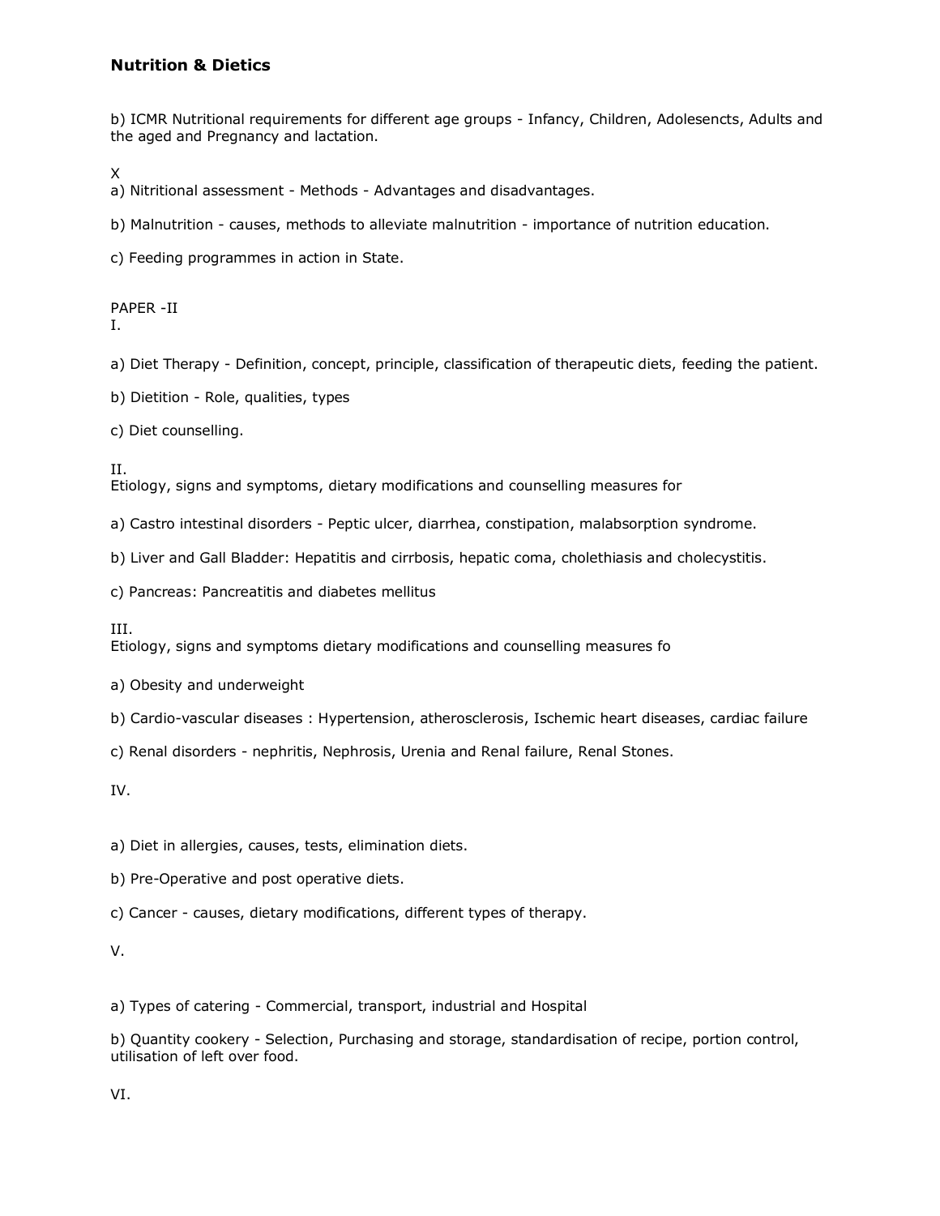**Nutrition & Dietics**

b) ICMR Nutritional requirements for different age groups - Infancy, Children, Adolesencts, Adults and the aged and Pregnancy and lactation.

X

a) Nitritional assessment - Methods - Advantages and disadvantages.

b) Malnutrition - causes, methods to alleviate malnutrition - importance of nutrition education.

c) Feeding programmes in action in State.

PAPER -II

I.

a) Diet Therapy - Definition, concept, principle, classification of therapeutic diets, feeding the patient.

b) Dietition - Role, qualities, types

c) Diet counselling.

II.

Etiology, signs and symptoms, dietary modifications and counselling measures for

a) Castro intestinal disorders - Peptic ulcer, diarrhea, constipation, malabsorption syndrome.

b) Liver and Gall Bladder: Hepatitis and cirrbosis, hepatic coma, cholethiasis and cholecystitis.

c) Pancreas: Pancreatitis and diabetes mellitus

III.

Etiology, signs and symptoms dietary modifications and counselling measures fo

a) Obesity and underweight

b) Cardio-vascular diseases : Hypertension, atherosclerosis, Ischemic heart diseases, cardiac failure

c) Renal disorders - nephritis, Nephrosis, Urenia and Renal failure, Renal Stones.

IV.

a) Diet in allergies, causes, tests, elimination diets.

b) Pre-Operative and post operative diets.

c) Cancer - causes, dietary modifications, different types of therapy.

V.

a) Types of catering - Commercial, transport, industrial and Hospital

b) Quantity cookery - Selection, Purchasing and storage, standardisation of recipe, portion control, utilisation of left over food.

VI.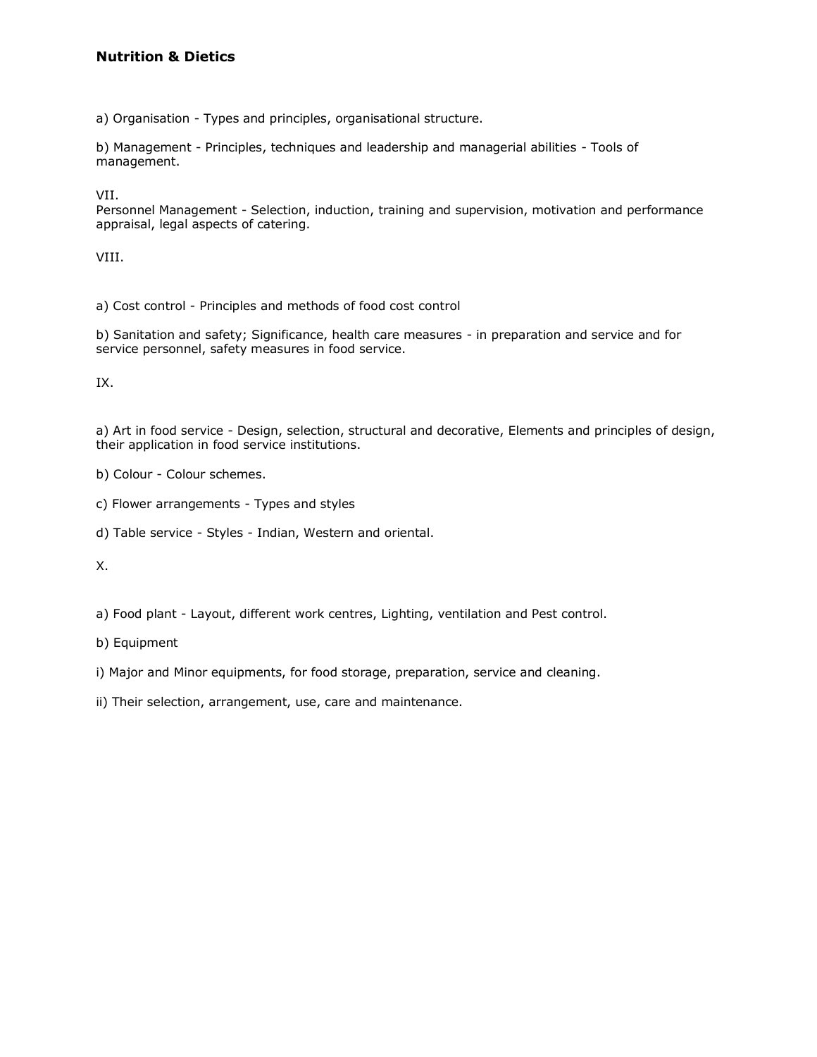**Nutrition & Dietics**

a) Organisation - Types and principles, organisational structure.

b) Management - Principles, techniques and leadership and managerial abilities - Tools of management.

VII.

Personnel Management - Selection, induction, training and supervision, motivation and performance appraisal, legal aspects of catering.

VIII.

a) Cost control - Principles and methods of food cost control

b) Sanitation and safety; Significance, health care measures - in preparation and service and for service personnel, safety measures in food service.

IX.

a) Art in food service - Design, selection, structural and decorative, Elements and principles of design, their application in food service institutions.

b) Colour - Colour schemes.

c) Flower arrangements - Types and styles

d) Table service - Styles - Indian, Western and oriental.

X.

a) Food plant - Layout, different work centres, Lighting, ventilation and Pest control.

b) Equipment

i) Major and Minor equipments, for food storage, preparation, service and cleaning.

ii) Their selection, arrangement, use, care and maintenance.